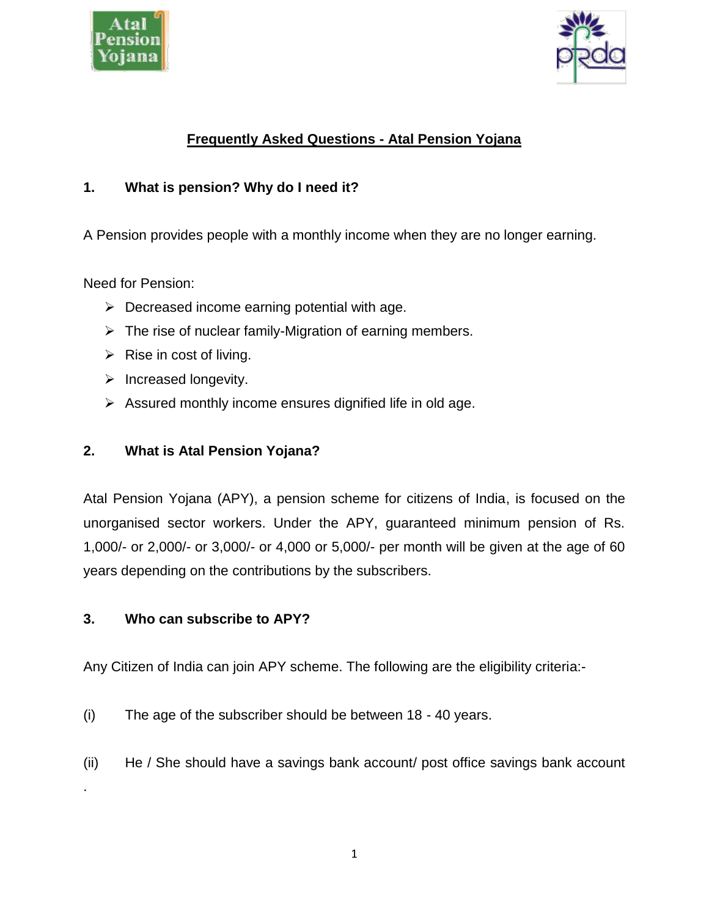# Frequently Asked Questions - Atal Pension Yojana

## 1. What is pension? Why do I need it?

A Pension provides people with a monthly income when they are no longer earning.

Need for Pension:

- Decreased income earning potential with age.
- The rise of nuclear family-Migration of earning members.
- Rise in cost of living.
- Increased longevity.
- Assured monthly income ensures dignified life in old age.

## 2. What is Atal Pension Yojana?

Atal Pension Yojana (APY), a pension scheme for citizens of India, is focused on the unorganised sector workers. Under the APY, guaranteed minimum pension of Rs. 1,000/- or 2,000/- or 3,000/- or 4,000 or 5,000/- per month will be given at the age of 60 years depending on the contributions by the subscribers.

## 3. Who can subscribe to APY?

Any Citizen of India can join APY scheme. The following are the eligibility criteria:-

(i) The age of the subscriber should be between 18 - 40 years.

(ii) He / She should have a savings bank account/ post office savings bank account .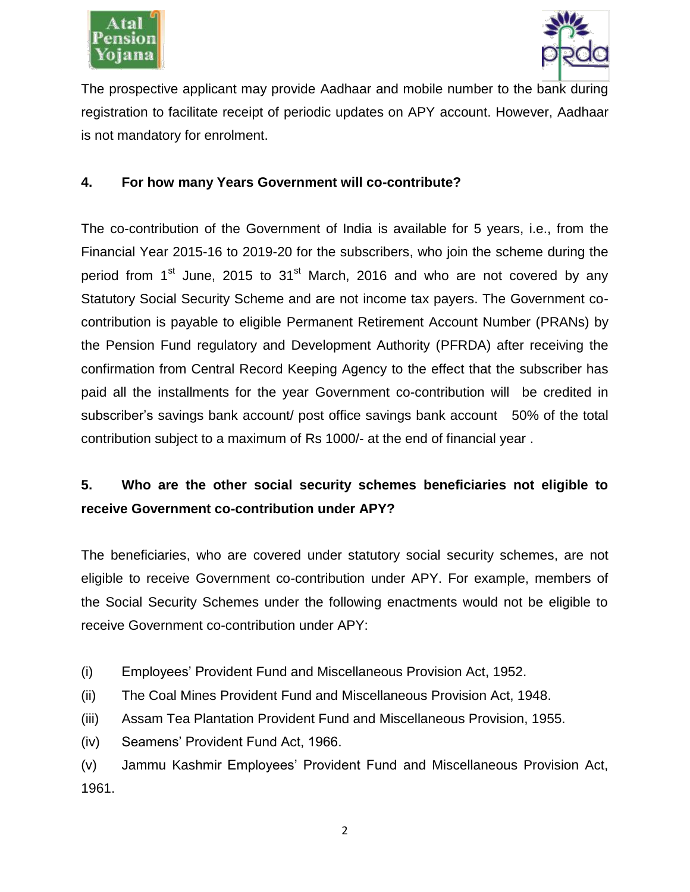The prospective applicant may provide Aadhaar and mobile number to the bank during registration to facilitate receipt of periodic updates on APY account. However, Aadhaar is not mandatory for enrolment.

**4. For how many Years Government will co-contribute?**

The co-contribution of the Government of India is available for 5 years, i.e., from the Financial Year 2015-16 to 2019-20 for the subscribers, who join the scheme during the period from 1st June, 2015 to 31st March, 2016 and who are not covered by any Statutory Social Security Scheme and are not income tax payers. The Government co-contribution is payable to eligible Permanent Retirement Account Number (PRANs) by the Pension Fund regulatory and Development Authority (PFRDA) after receiving the confirmation from Central Record Keeping Agency to the effect that the subscriber has paid all the installments for the year Government co-contribution will be credited in subscriber's savings bank account/ post office savings bank account 50% of the total contribution subject to a maximum of Rs 1000/- at the end of financial year .

**5. Who are the other social security schemes beneficiaries not eligible to receive Government co-contribution under APY?**

The beneficiaries, who are covered under statutory social security schemes, are not eligible to receive Government co-contribution under APY. For example, members of the Social Security Schemes under the following enactments would not be eligible to receive Government co-contribution under APY:

(i) Employees' Provident Fund and Miscellaneous Provision Act, 1952.

(ii) The Coal Mines Provident Fund and Miscellaneous Provision Act, 1948.

(iii) Assam Tea Plantation Provident Fund and Miscellaneous Provision, 1955.

(iv) Seamens' Provident Fund Act, 1966.

(v) Jammu Kashmir Employees' Provident Fund and Miscellaneous Provision Act, 1961.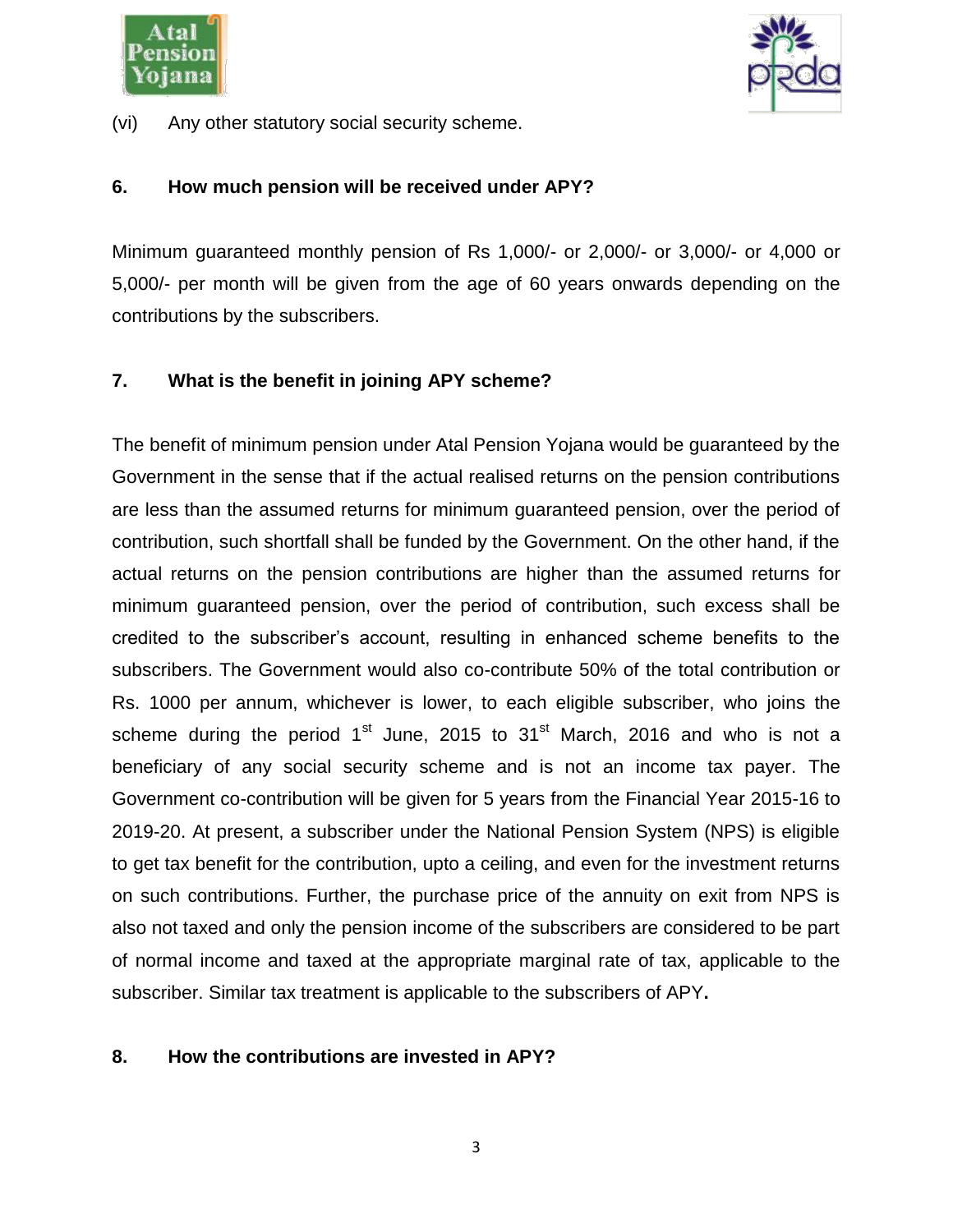(vi) Any other statutory social security scheme.

### 6. How much pension will be received under APY?

Minimum guaranteed monthly pension of Rs 1,000/- or 2,000/- or 3,000/- or 4,000 or 5,000/- per month will be given from the age of 60 years onwards depending on the contributions by the subscribers.

### 7. What is the benefit in joining APY scheme?

The benefit of minimum pension under Atal Pension Yojana would be guaranteed by the Government in the sense that if the actual realised returns on the pension contributions are less than the assumed returns for minimum guaranteed pension, over the period of contribution, such shortfall shall be funded by the Government. On the other hand, if the actual returns on the pension contributions are higher than the assumed returns for minimum guaranteed pension, over the period of contribution, such excess shall be credited to the subscriber's account, resulting in enhanced scheme benefits to the subscribers. The Government would also co-contribute 50% of the total contribution or Rs. 1000 per annum, whichever is lower, to each eligible subscriber, who joins the scheme during the period 1st June, 2015 to 31st March, 2016 and who is not a beneficiary of any social security scheme and is not an income tax payer. The Government co-contribution will be given for 5 years from the Financial Year 2015-16 to 2019-20. At present, a subscriber under the National Pension System (NPS) is eligible to get tax benefit for the contribution, upto a ceiling, and even for the investment returns on such contributions. Further, the purchase price of the annuity on exit from NPS is also not taxed and only the pension income of the subscribers are considered to be part of normal income and taxed at the appropriate marginal rate of tax, applicable to the subscriber. Similar tax treatment is applicable to the subscribers of APY**.**

### 8. How the contributions are invested in APY?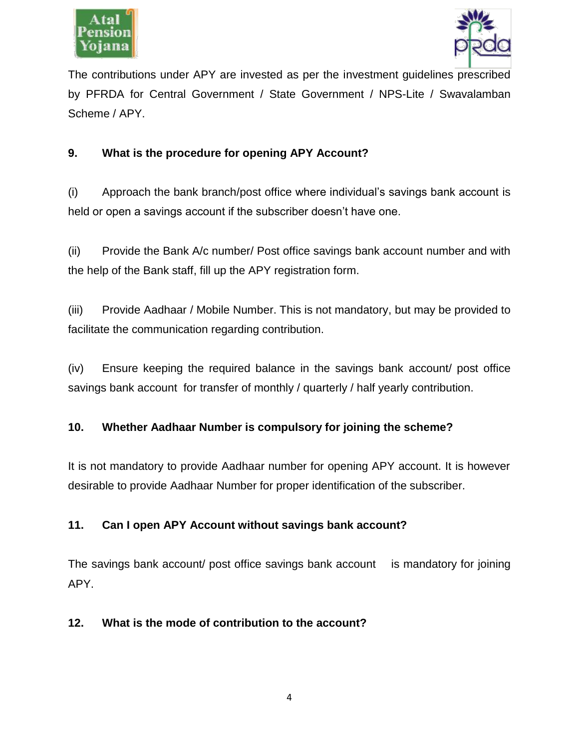The contributions under APY are invested as per the investment guidelines prescribed by PFRDA for Central Government / State Government / NPS-Lite / Swavalamban Scheme / APY.

**9. What is the procedure for opening APY Account?**

(i) Approach the bank branch/post office where individual's savings bank account is held or open a savings account if the subscriber doesn't have one.

(ii) Provide the Bank A/c number/ Post office savings bank account number and with the help of the Bank staff, fill up the APY registration form.

(iii) Provide Aadhaar / Mobile Number. This is not mandatory, but may be provided to facilitate the communication regarding contribution.

(iv) Ensure keeping the required balance in the savings bank account/ post office savings bank account for transfer of monthly / quarterly / half yearly contribution.

**10. Whether Aadhaar Number is compulsory for joining the scheme?**

It is not mandatory to provide Aadhaar number for opening APY account. It is however desirable to provide Aadhaar Number for proper identification of the subscriber.

**11. Can I open APY Account without savings bank account?**

The savings bank account/ post office savings bank account is mandatory for joining APY.

**12. What is the mode of contribution to the account?**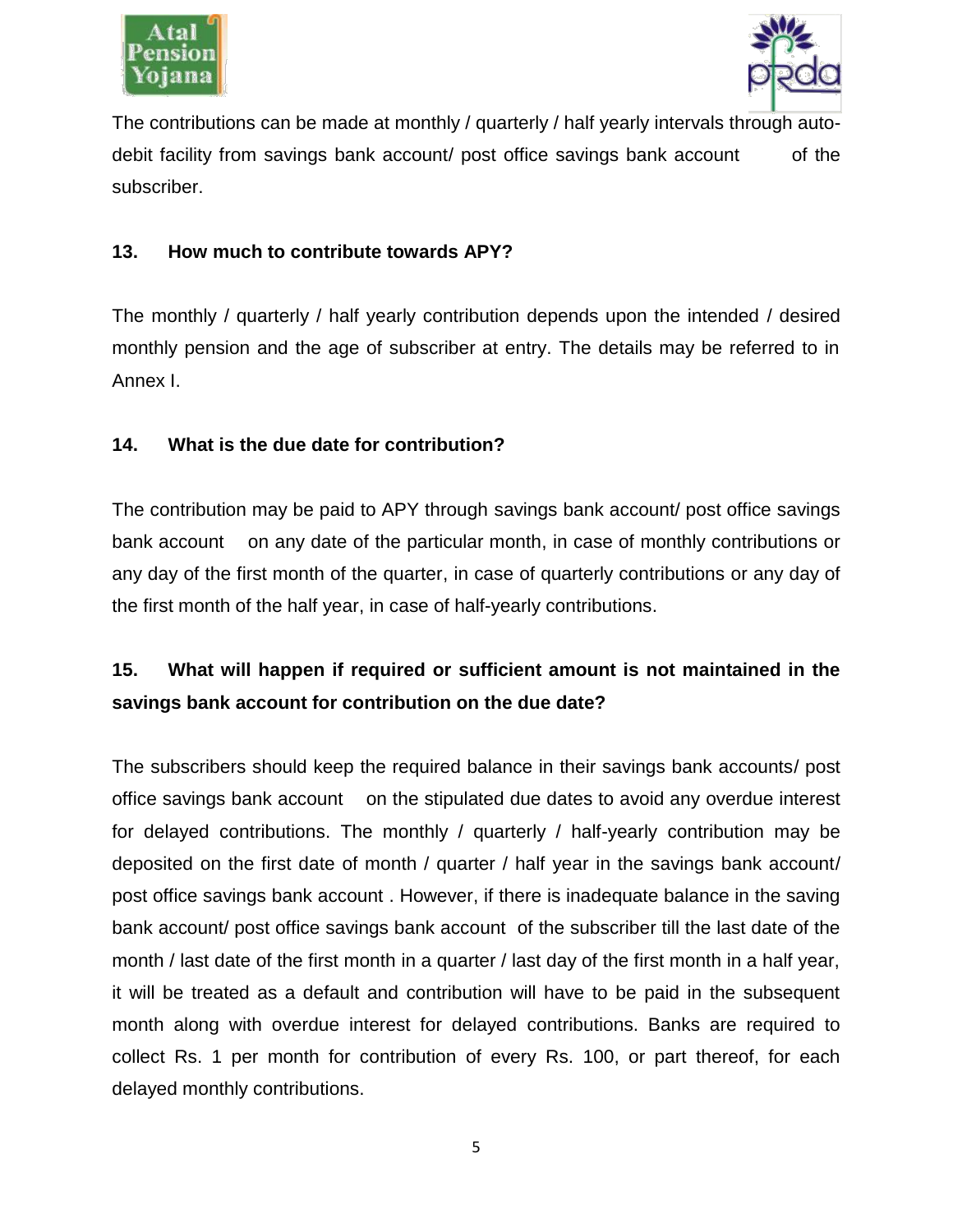The contributions can be made at monthly / quarterly / half yearly intervals through auto-debit facility from savings bank account/ post office savings bank account of the subscriber.

**13. How much to contribute towards APY?**

The monthly / quarterly / half yearly contribution depends upon the intended / desired monthly pension and the age of subscriber at entry. The details may be referred to in Annex I.

**14. What is the due date for contribution?**

The contribution may be paid to APY through savings bank account/ post office savings bank account on any date of the particular month, in case of monthly contributions or any day of the first month of the quarter, in case of quarterly contributions or any day of the first month of the half year, in case of half-yearly contributions.

**15. What will happen if required or sufficient amount is not maintained in the savings bank account for contribution on the due date?**

The subscribers should keep the required balance in their savings bank accounts/ post office savings bank account on the stipulated due dates to avoid any overdue interest for delayed contributions. The monthly / quarterly / half-yearly contribution may be deposited on the first date of month / quarter / half year in the savings bank account/ post office savings bank account . However, if there is inadequate balance in the saving bank account/ post office savings bank account of the subscriber till the last date of the month / last date of the first month in a quarter / last day of the first month in a half year, it will be treated as a default and contribution will have to be paid in the subsequent month along with overdue interest for delayed contributions. Banks are required to collect Rs. 1 per month for contribution of every Rs. 100, or part thereof, for each delayed monthly contributions.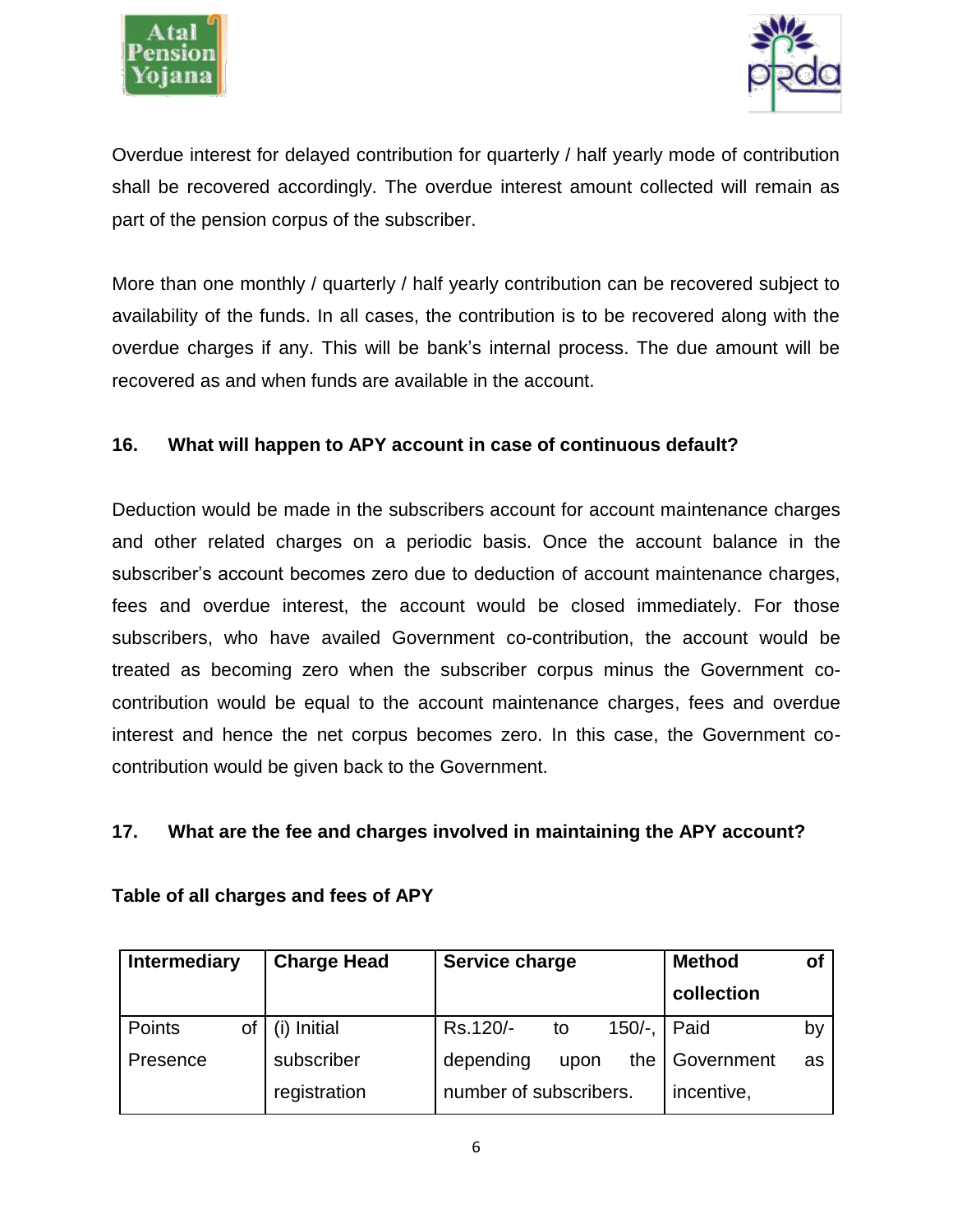Overdue interest for delayed contribution for quarterly / half yearly mode of contribution shall be recovered accordingly. The overdue interest amount collected will remain as part of the pension corpus of the subscriber.

More than one monthly / quarterly / half yearly contribution can be recovered subject to availability of the funds. In all cases, the contribution is to be recovered along with the overdue charges if any. This will be bank's internal process. The due amount will be recovered as and when funds are available in the account.

### 16. What will happen to APY account in case of continuous default?

Deduction would be made in the subscribers account for account maintenance charges and other related charges on a periodic basis. Once the account balance in the subscriber's account becomes zero due to deduction of account maintenance charges, fees and overdue interest, the account would be closed immediately. For those subscribers, who have availed Government co-contribution, the account would be treated as becoming zero when the subscriber corpus minus the Government co-contribution would be equal to the account maintenance charges, fees and overdue interest and hence the net corpus becomes zero. In this case, the Government co-contribution would be given back to the Government.

### 17. What are the fee and charges involved in maintaining the APY account?

**Table of all charges and fees of APY**

| Intermediary | Charge Head | Service charge | Method of collection |
|---|---|---|---|
| Points of Presence | (i) Initial subscriber registration | Rs.120/- to 150/-, depending upon the number of subscribers. | Paid by Government as incentive, |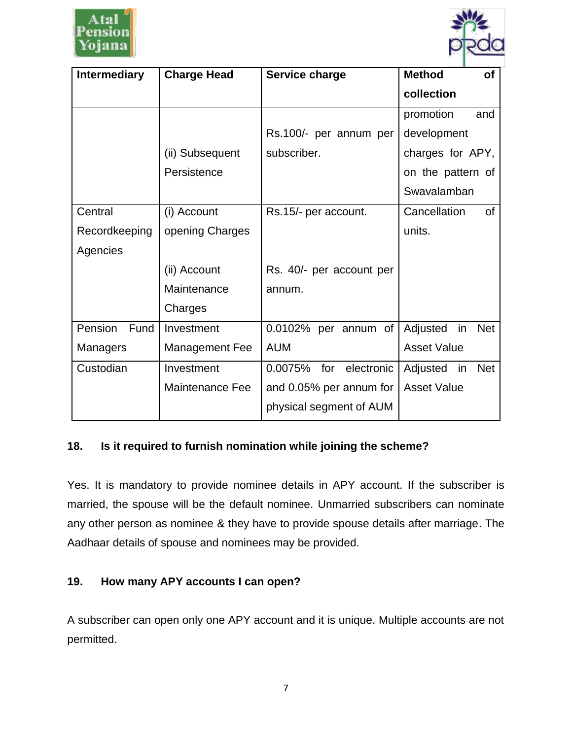| Intermediary | Charge Head | Service charge | Method of collection |
|---|---|---|---|
| | (ii) Subsequent Persistence | Rs.100/- per annum per subscriber. | promotion and development charges for APY, on the pattern of Swavalamban |
| Central Recordkeeping Agencies | (i) Account opening Charges<br><br>(ii) Account Maintenance Charges | Rs.15/- per account.<br><br>Rs. 40/- per account per annum. | Cancellation of units. |
| Pension Fund Managers | Investment Management Fee | 0.0102% per annum of AUM | Adjusted in Net Asset Value |
| Custodian | Investment Maintenance Fee | 0.0075% for electronic and 0.05% per annum for physical segment of AUM | Adjusted in Net Asset Value |

**18. Is it required to furnish nomination while joining the scheme?**

Yes. It is mandatory to provide nominee details in APY account. If the subscriber is married, the spouse will be the default nominee. Unmarried subscribers can nominate any other person as nominee & they have to provide spouse details after marriage. The Aadhaar details of spouse and nominees may be provided.

**19. How many APY accounts I can open?**

A subscriber can open only one APY account and it is unique. Multiple accounts are not permitted.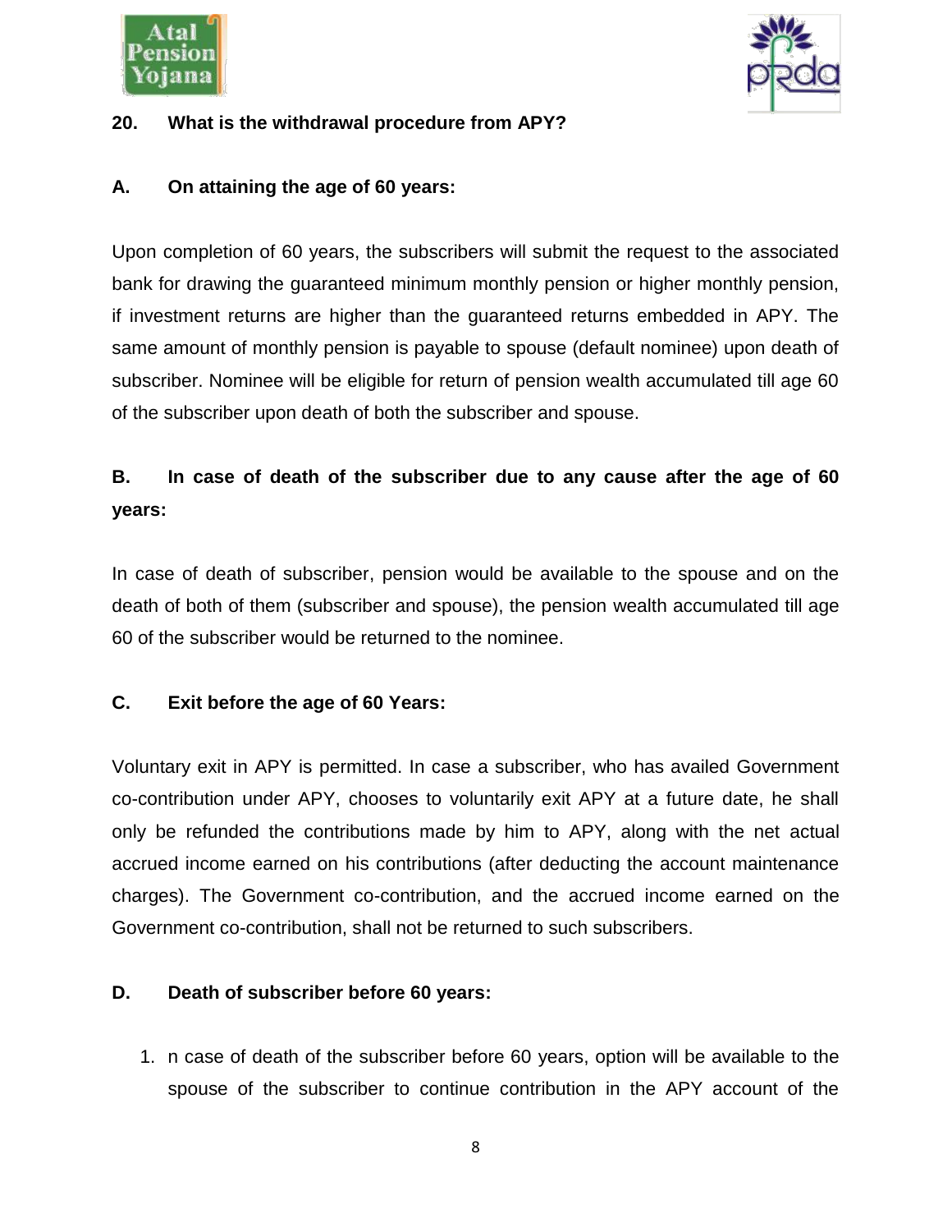**20. What is the withdrawal procedure from APY?**

**A. On attaining the age of 60 years:**

Upon completion of 60 years, the subscribers will submit the request to the associated bank for drawing the guaranteed minimum monthly pension or higher monthly pension, if investment returns are higher than the guaranteed returns embedded in APY. The same amount of monthly pension is payable to spouse (default nominee) upon death of subscriber. Nominee will be eligible for return of pension wealth accumulated till age 60 of the subscriber upon death of both the subscriber and spouse.

**B. In case of death of the subscriber due to any cause after the age of 60 years:**

In case of death of subscriber, pension would be available to the spouse and on the death of both of them (subscriber and spouse), the pension wealth accumulated till age 60 of the subscriber would be returned to the nominee.

**C. Exit before the age of 60 Years:**

Voluntary exit in APY is permitted. In case a subscriber, who has availed Government co-contribution under APY, chooses to voluntarily exit APY at a future date, he shall only be refunded the contributions made by him to APY, along with the net actual accrued income earned on his contributions (after deducting the account maintenance charges). The Government co-contribution, and the accrued income earned on the Government co-contribution, shall not be returned to such subscribers.

**D. Death of subscriber before 60 years:**

1. n case of death of the subscriber before 60 years, option will be available to the spouse of the subscriber to continue contribution in the APY account of the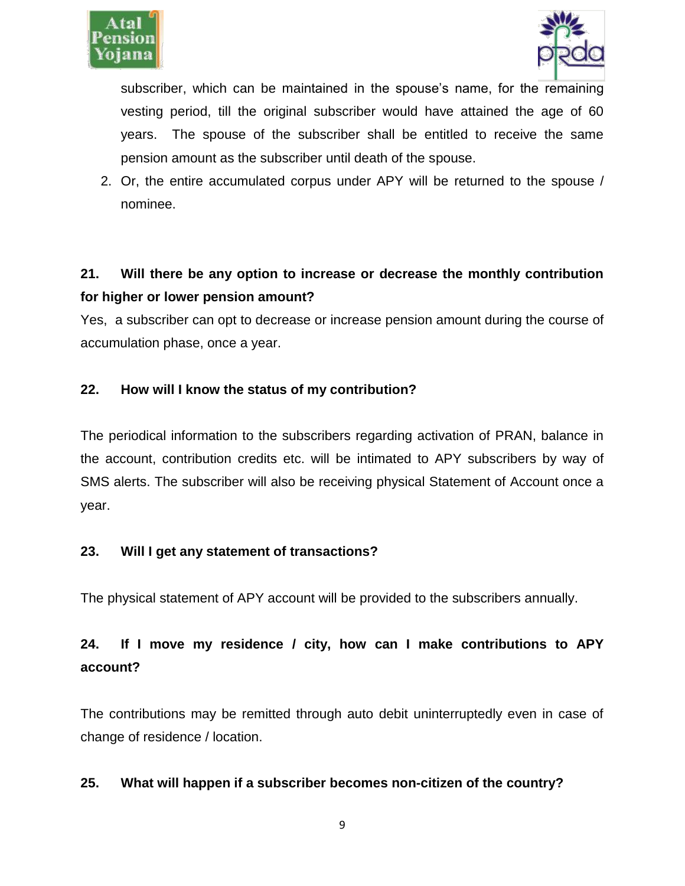subscriber, which can be maintained in the spouse's name, for the remaining vesting period, till the original subscriber would have attained the age of 60 years. The spouse of the subscriber shall be entitled to receive the same pension amount as the subscriber until death of the spouse.

2. Or, the entire accumulated corpus under APY will be returned to the spouse / nominee.

**21. Will there be any option to increase or decrease the monthly contribution for higher or lower pension amount?**

Yes, a subscriber can opt to decrease or increase pension amount during the course of accumulation phase, once a year.

**22. How will I know the status of my contribution?**

The periodical information to the subscribers regarding activation of PRAN, balance in the account, contribution credits etc. will be intimated to APY subscribers by way of SMS alerts. The subscriber will also be receiving physical Statement of Account once a year.

**23. Will I get any statement of transactions?**

The physical statement of APY account will be provided to the subscribers annually.

**24. If I move my residence / city, how can I make contributions to APY account?**

The contributions may be remitted through auto debit uninterruptedly even in case of change of residence / location.

**25. What will happen if a subscriber becomes non-citizen of the country?**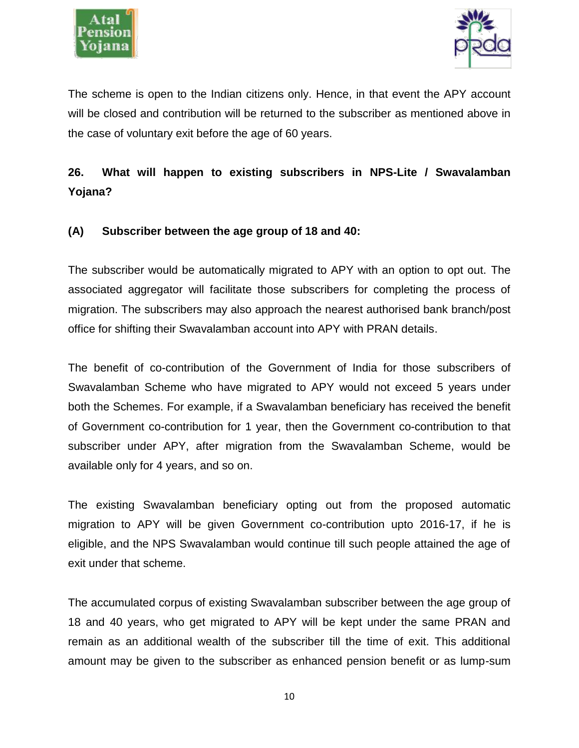The scheme is open to the Indian citizens only. Hence, in that event the APY account will be closed and contribution will be returned to the subscriber as mentioned above in the case of voluntary exit before the age of 60 years.

**26. What will happen to existing subscribers in NPS-Lite / Swavalamban Yojana?**

**(A) Subscriber between the age group of 18 and 40:**

The subscriber would be automatically migrated to APY with an option to opt out. The associated aggregator will facilitate those subscribers for completing the process of migration. The subscribers may also approach the nearest authorised bank branch/post office for shifting their Swavalamban account into APY with PRAN details.

The benefit of co-contribution of the Government of India for those subscribers of Swavalamban Scheme who have migrated to APY would not exceed 5 years under both the Schemes. For example, if a Swavalamban beneficiary has received the benefit of Government co-contribution for 1 year, then the Government co-contribution to that subscriber under APY, after migration from the Swavalamban Scheme, would be available only for 4 years, and so on.

The existing Swavalamban beneficiary opting out from the proposed automatic migration to APY will be given Government co-contribution upto 2016-17, if he is eligible, and the NPS Swavalamban would continue till such people attained the age of exit under that scheme.

The accumulated corpus of existing Swavalamban subscriber between the age group of 18 and 40 years, who get migrated to APY will be kept under the same PRAN and remain as an additional wealth of the subscriber till the time of exit. This additional amount may be given to the subscriber as enhanced pension benefit or as lump-sum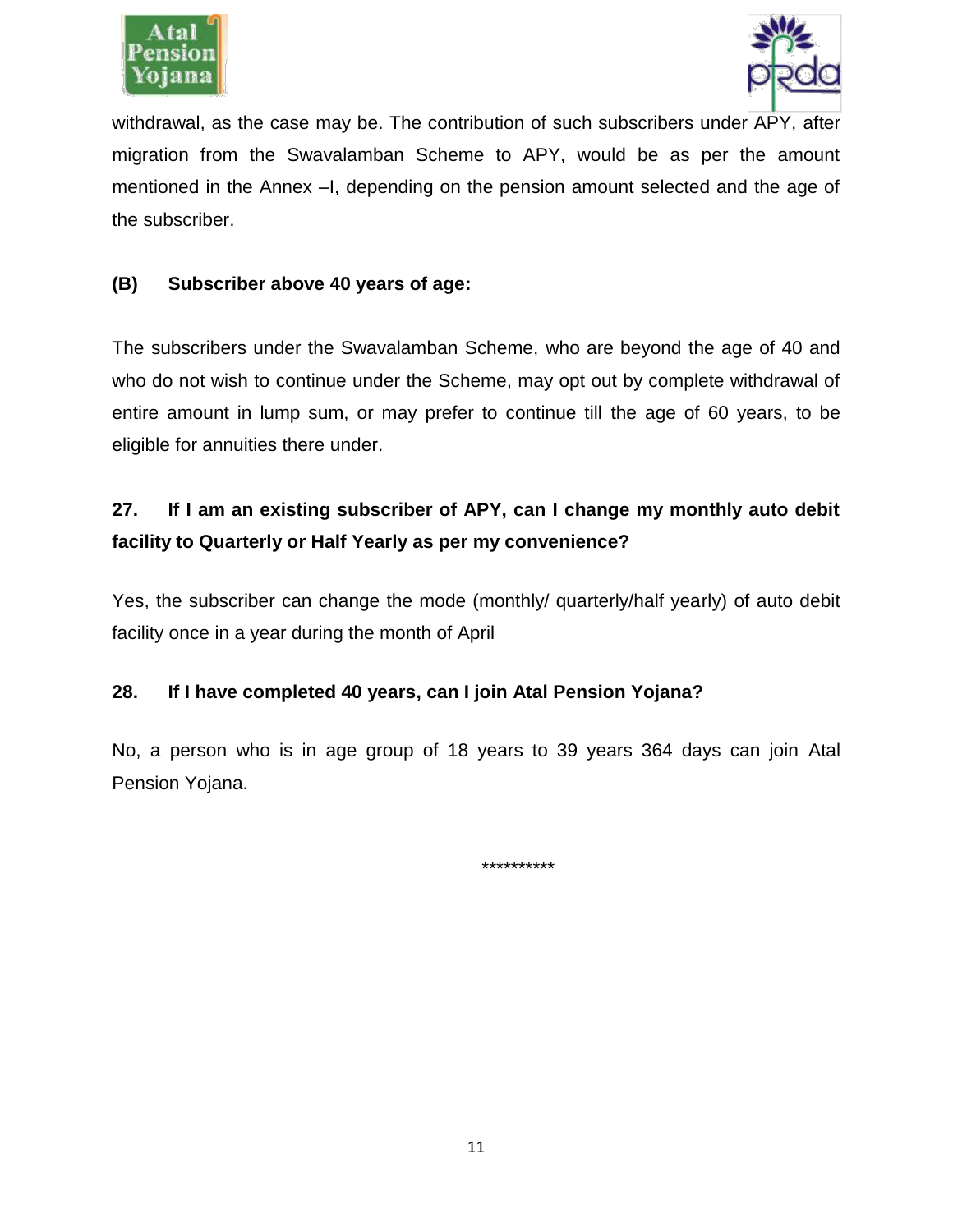withdrawal, as the case may be. The contribution of such subscribers under APY, after migration from the Swavalamban Scheme to APY, would be as per the amount mentioned in the Annex –I, depending on the pension amount selected and the age of the subscriber.

**(B) Subscriber above 40 years of age:**

The subscribers under the Swavalamban Scheme, who are beyond the age of 40 and who do not wish to continue under the Scheme, may opt out by complete withdrawal of entire amount in lump sum, or may prefer to continue till the age of 60 years, to be eligible for annuities there under.

**27. If I am an existing subscriber of APY, can I change my monthly auto debit facility to Quarterly or Half Yearly as per my convenience?**

Yes, the subscriber can change the mode (monthly/ quarterly/half yearly) of auto debit facility once in a year during the month of April

**28. If I have completed 40 years, can I join Atal Pension Yojana?**

No, a person who is in age group of 18 years to 39 years 364 days can join Atal Pension Yojana.

**********